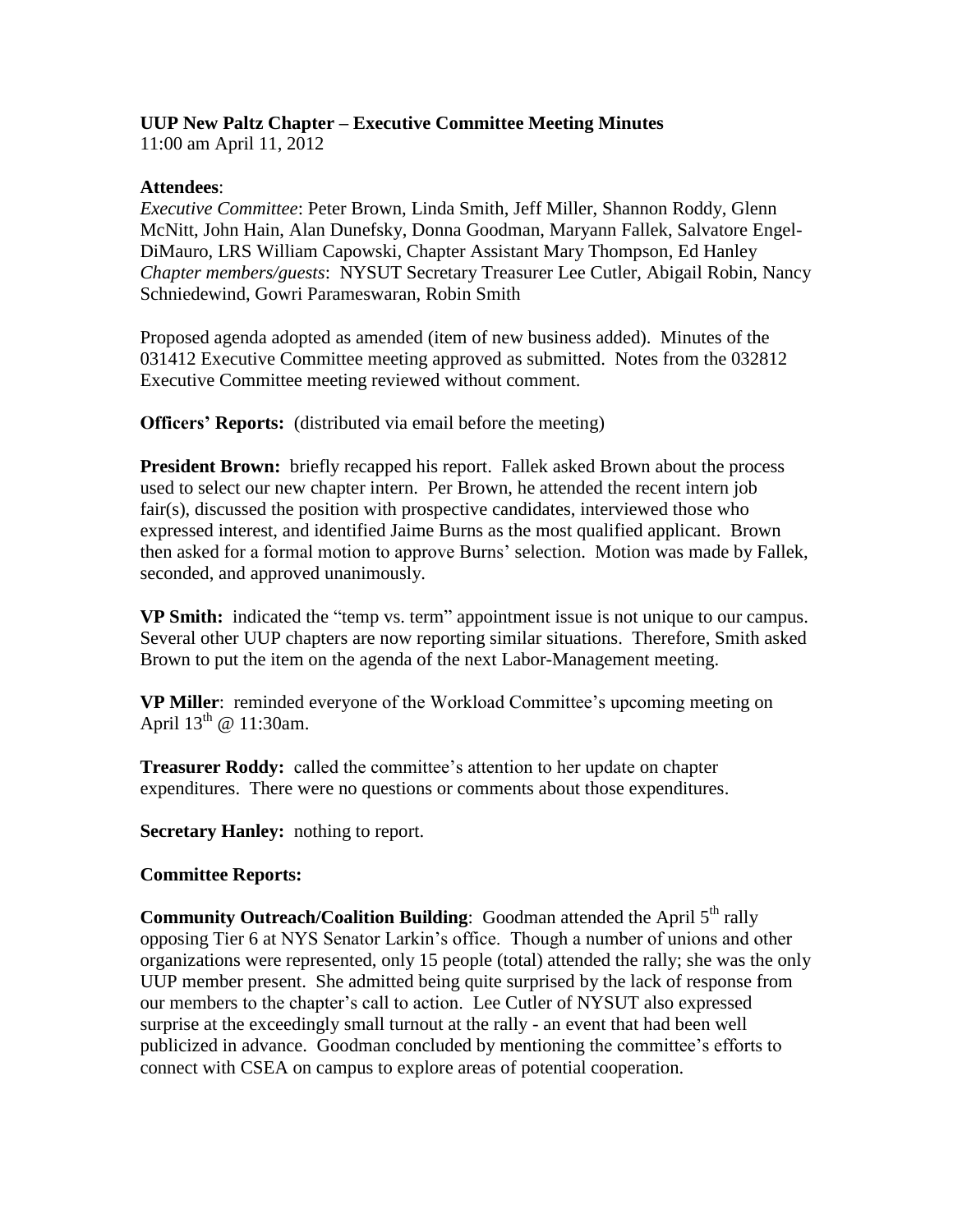**UUP New Paltz Chapter – Executive Committee Meeting Minutes**
11:00 am April 11, 2012

**Attendees**:
*Executive Committee*: Peter Brown, Linda Smith, Jeff Miller, Shannon Roddy, Glenn McNitt, John Hain, Alan Dunefsky, Donna Goodman, Maryann Fallek, Salvatore Engel-DiMauro, LRS William Capowski, Chapter Assistant Mary Thompson, Ed Hanley
*Chapter members/guests*: NYSUT Secretary Treasurer Lee Cutler, Abigail Robin, Nancy Schniedewind, Gowri Parameswaran, Robin Smith

Proposed agenda adopted as amended (item of new business added). Minutes of the 031412 Executive Committee meeting approved as submitted. Notes from the 032812 Executive Committee meeting reviewed without comment.

**Officers' Reports:** (distributed via email before the meeting)

**President Brown:** briefly recapped his report. Fallek asked Brown about the process used to select our new chapter intern. Per Brown, he attended the recent intern job fair(s), discussed the position with prospective candidates, interviewed those who expressed interest, and identified Jaime Burns as the most qualified applicant. Brown then asked for a formal motion to approve Burns' selection. Motion was made by Fallek, seconded, and approved unanimously.

**VP Smith:** indicated the "temp vs. term" appointment issue is not unique to our campus. Several other UUP chapters are now reporting similar situations. Therefore, Smith asked Brown to put the item on the agenda of the next Labor-Management meeting.

**VP Miller**: reminded everyone of the Workload Committee's upcoming meeting on April 13th @ 11:30am.

**Treasurer Roddy:** called the committee's attention to her update on chapter expenditures. There were no questions or comments about those expenditures.

**Secretary Hanley:** nothing to report.

**Committee Reports:**

**Community Outreach/Coalition Building**: Goodman attended the April 5th rally opposing Tier 6 at NYS Senator Larkin's office. Though a number of unions and other organizations were represented, only 15 people (total) attended the rally; she was the only UUP member present. She admitted being quite surprised by the lack of response from our members to the chapter's call to action. Lee Cutler of NYSUT also expressed surprise at the exceedingly small turnout at the rally - an event that had been well publicized in advance. Goodman concluded by mentioning the committee's efforts to connect with CSEA on campus to explore areas of potential cooperation.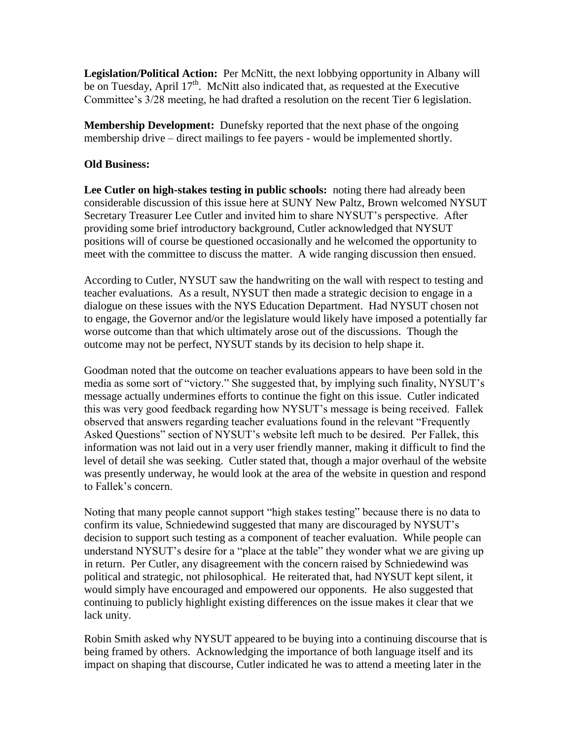**Legislation/Political Action:** Per McNitt, the next lobbying opportunity in Albany will be on Tuesday, April 17th. McNitt also indicated that, as requested at the Executive Committee's 3/28 meeting, he had drafted a resolution on the recent Tier 6 legislation.

**Membership Development:** Dunefsky reported that the next phase of the ongoing membership drive – direct mailings to fee payers - would be implemented shortly.

**Old Business:**

**Lee Cutler on high-stakes testing in public schools:** noting there had already been considerable discussion of this issue here at SUNY New Paltz, Brown welcomed NYSUT Secretary Treasurer Lee Cutler and invited him to share NYSUT's perspective. After providing some brief introductory background, Cutler acknowledged that NYSUT positions will of course be questioned occasionally and he welcomed the opportunity to meet with the committee to discuss the matter. A wide ranging discussion then ensued.

According to Cutler, NYSUT saw the handwriting on the wall with respect to testing and teacher evaluations. As a result, NYSUT then made a strategic decision to engage in a dialogue on these issues with the NYS Education Department. Had NYSUT chosen not to engage, the Governor and/or the legislature would likely have imposed a potentially far worse outcome than that which ultimately arose out of the discussions. Though the outcome may not be perfect, NYSUT stands by its decision to help shape it.

Goodman noted that the outcome on teacher evaluations appears to have been sold in the media as some sort of "victory." She suggested that, by implying such finality, NYSUT's message actually undermines efforts to continue the fight on this issue. Cutler indicated this was very good feedback regarding how NYSUT's message is being received. Fallek observed that answers regarding teacher evaluations found in the relevant "Frequently Asked Questions" section of NYSUT's website left much to be desired. Per Fallek, this information was not laid out in a very user friendly manner, making it difficult to find the level of detail she was seeking. Cutler stated that, though a major overhaul of the website was presently underway, he would look at the area of the website in question and respond to Fallek's concern.

Noting that many people cannot support "high stakes testing" because there is no data to confirm its value, Schniedewind suggested that many are discouraged by NYSUT's decision to support such testing as a component of teacher evaluation. While people can understand NYSUT's desire for a "place at the table" they wonder what we are giving up in return. Per Cutler, any disagreement with the concern raised by Schniedewind was political and strategic, not philosophical. He reiterated that, had NYSUT kept silent, it would simply have encouraged and empowered our opponents. He also suggested that continuing to publicly highlight existing differences on the issue makes it clear that we lack unity.

Robin Smith asked why NYSUT appeared to be buying into a continuing discourse that is being framed by others. Acknowledging the importance of both language itself and its impact on shaping that discourse, Cutler indicated he was to attend a meeting later in the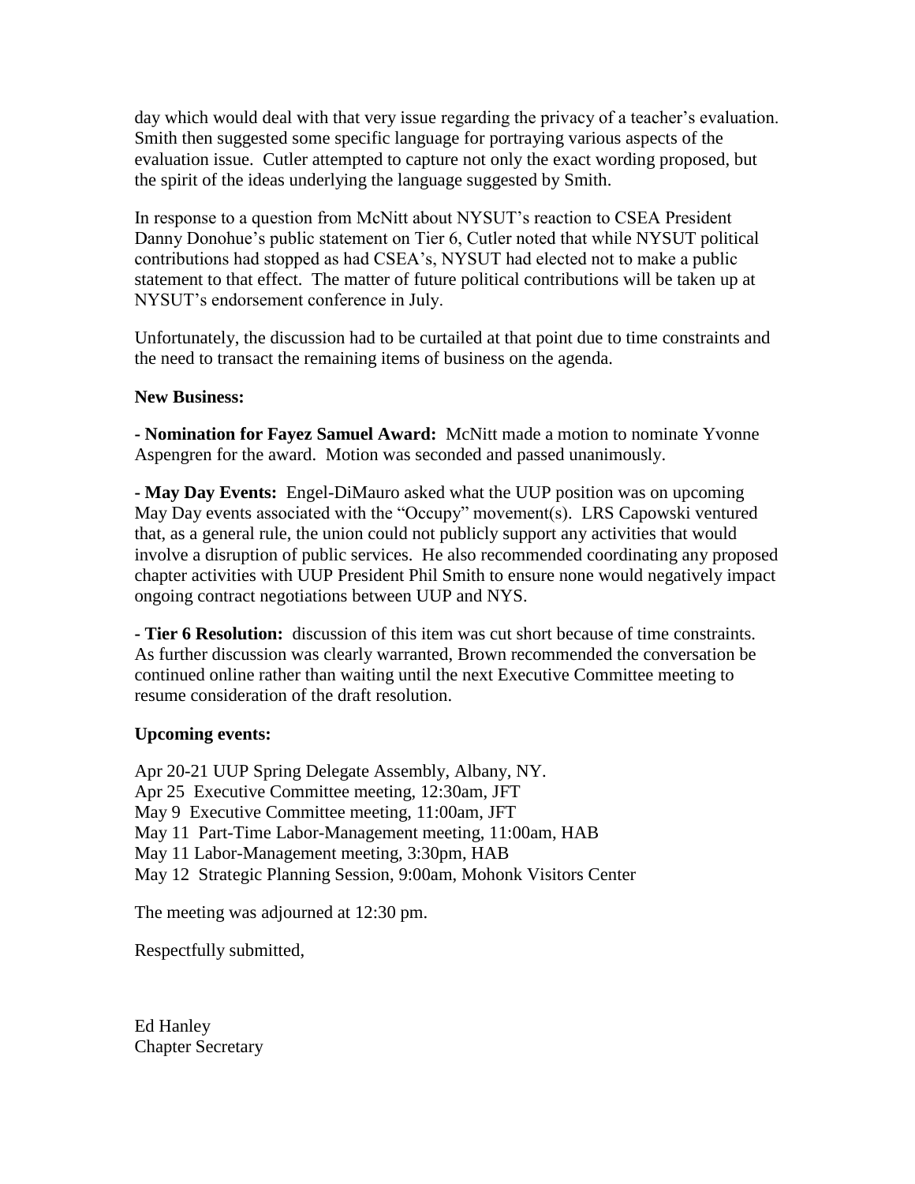day which would deal with that very issue regarding the privacy of a teacher's evaluation. Smith then suggested some specific language for portraying various aspects of the evaluation issue. Cutler attempted to capture not only the exact wording proposed, but the spirit of the ideas underlying the language suggested by Smith.

In response to a question from McNitt about NYSUT's reaction to CSEA President Danny Donohue's public statement on Tier 6, Cutler noted that while NYSUT political contributions had stopped as had CSEA's, NYSUT had elected not to make a public statement to that effect. The matter of future political contributions will be taken up at NYSUT's endorsement conference in July.

Unfortunately, the discussion had to be curtailed at that point due to time constraints and the need to transact the remaining items of business on the agenda.

**New Business:**

**- Nomination for Fayez Samuel Award:** McNitt made a motion to nominate Yvonne Aspengren for the award. Motion was seconded and passed unanimously.

**- May Day Events:** Engel-DiMauro asked what the UUP position was on upcoming May Day events associated with the "Occupy" movement(s). LRS Capowski ventured that, as a general rule, the union could not publicly support any activities that would involve a disruption of public services. He also recommended coordinating any proposed chapter activities with UUP President Phil Smith to ensure none would negatively impact ongoing contract negotiations between UUP and NYS.

**- Tier 6 Resolution:** discussion of this item was cut short because of time constraints. As further discussion was clearly warranted, Brown recommended the conversation be continued online rather than waiting until the next Executive Committee meeting to resume consideration of the draft resolution.

**Upcoming events:**

Apr 20-21 UUP Spring Delegate Assembly, Albany, NY.
Apr 25 Executive Committee meeting, 12:30am, JFT
May 9 Executive Committee meeting, 11:00am, JFT
May 11 Part-Time Labor-Management meeting, 11:00am, HAB
May 11 Labor-Management meeting, 3:30pm, HAB
May 12 Strategic Planning Session, 9:00am, Mohonk Visitors Center

The meeting was adjourned at 12:30 pm.

Respectfully submitted,

Ed Hanley
Chapter Secretary